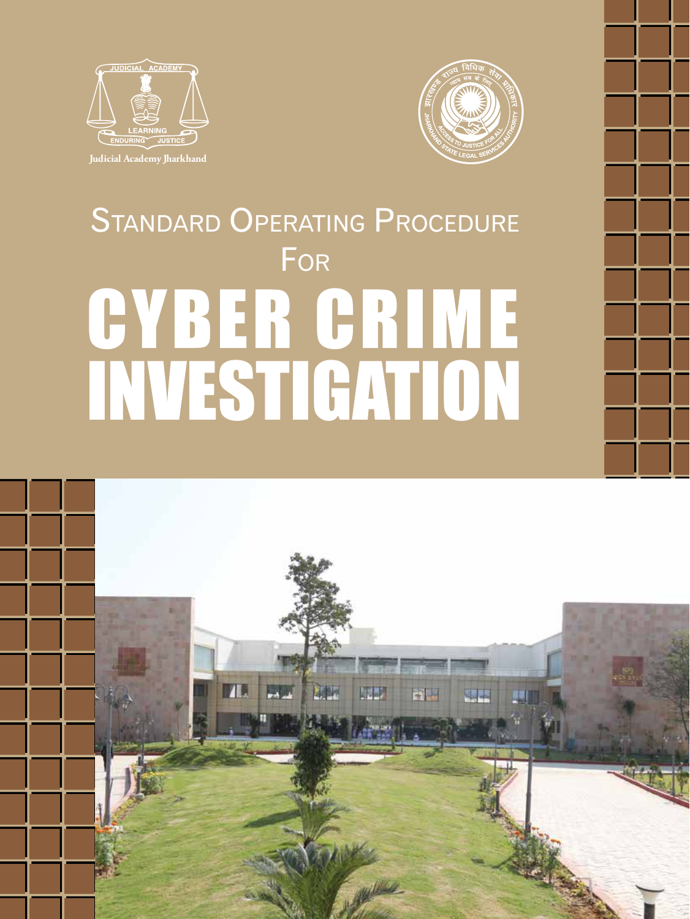Judicial Academy Jharkhand

# Standard Operating Procedure For CYBER CRIME INVESTIGATION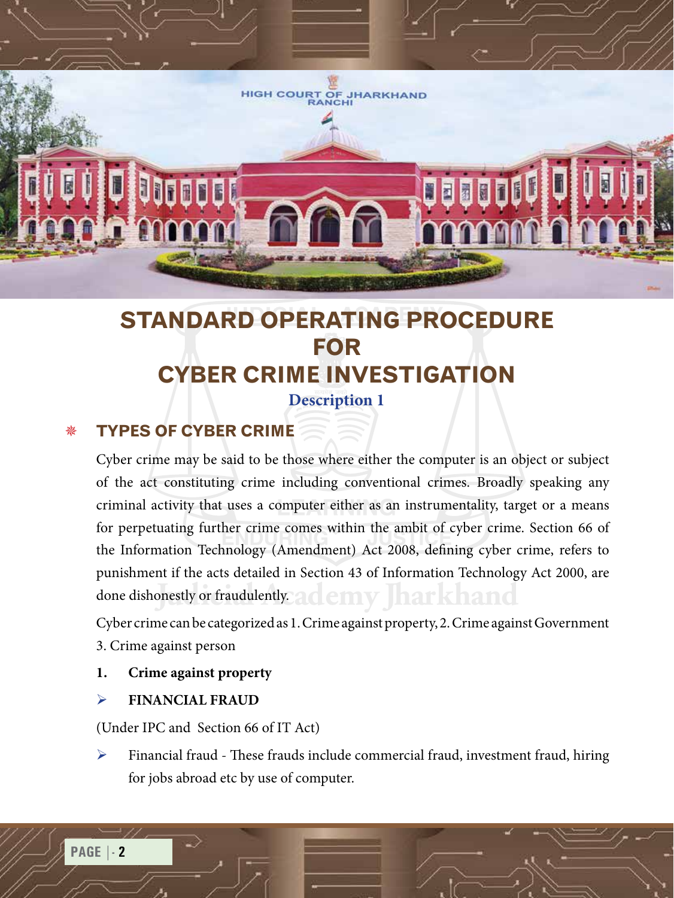# STANDARD OPERATING PROCEDURE FOR CYBER CRIME INVESTIGATION

**Description 1**

## TYPES OF CYBER CRIME

Cyber crime may be said to be those where either the computer is an object or subject of the act constituting crime including conventional crimes. Broadly speaking any criminal activity that uses a computer either as an instrumentality, target or a means for perpetuating further crime comes within the ambit of cyber crime. Section 66 of the Information Technology (Amendment) Act 2008, defining cyber crime, refers to punishment if the acts detailed in Section 43 of Information Technology Act 2000, are done dishonestly or fraudulently.

Cyber crime can be categorized as 1. Crime against property, 2. Crime against Government 3. Crime against person

1. **Crime against property**

- **FINANCIAL FRAUD**

(Under IPC and Section 66 of IT Act)

- Financial fraud - These frauds include commercial fraud, investment fraud, hiring for jobs abroad etc by use of computer.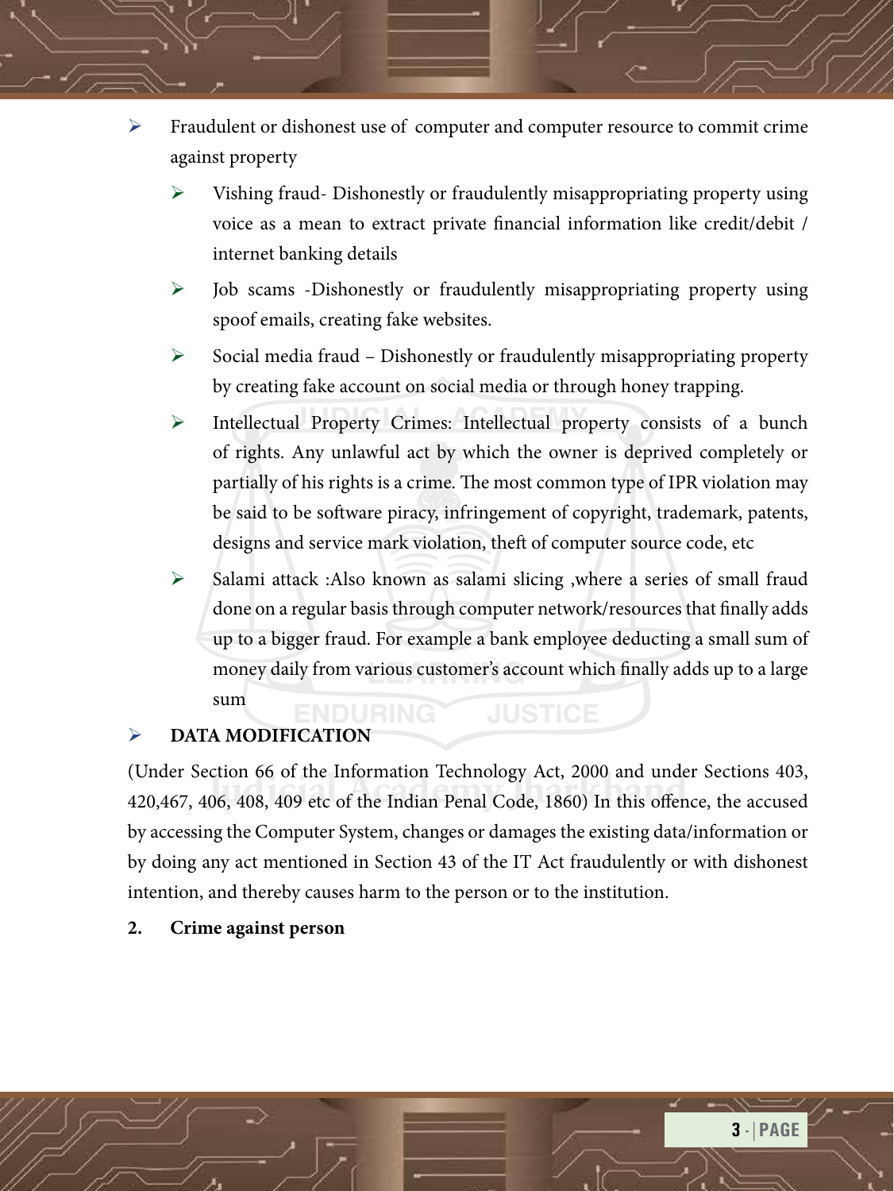- Fraudulent or dishonest use of computer and computer resource to commit crime against property
  - Vishing fraud- Dishonestly or fraudulently misappropriating property using voice as a mean to extract private financial information like credit/debit / internet banking details
  - Job scams -Dishonestly or fraudulently misappropriating property using spoof emails, creating fake websites.
  - Social media fraud – Dishonestly or fraudulently misappropriating property by creating fake account on social media or through honey trapping.
  - Intellectual Property Crimes: Intellectual property consists of a bunch of rights. Any unlawful act by which the owner is deprived completely or partially of his rights is a crime. The most common type of IPR violation may be said to be software piracy, infringement of copyright, trademark, patents, designs and service mark violation, theft of computer source code, etc
  - Salami attack :Also known as salami slicing ,where a series of small fraud done on a regular basis through computer network/resources that finally adds up to a bigger fraud. For example a bank employee deducting a small sum of money daily from various customer's account which finally adds up to a large sum
- **DATA MODIFICATION**

(Under Section 66 of the Information Technology Act, 2000 and under Sections 403, 420,467, 406, 408, 409 etc of the Indian Penal Code, 1860) In this offence, the accused by accessing the Computer System, changes or damages the existing data/information or by doing any act mentioned in Section 43 of the IT Act fraudulently or with dishonest intention, and thereby causes harm to the person or to the institution.

**2. Crime against person**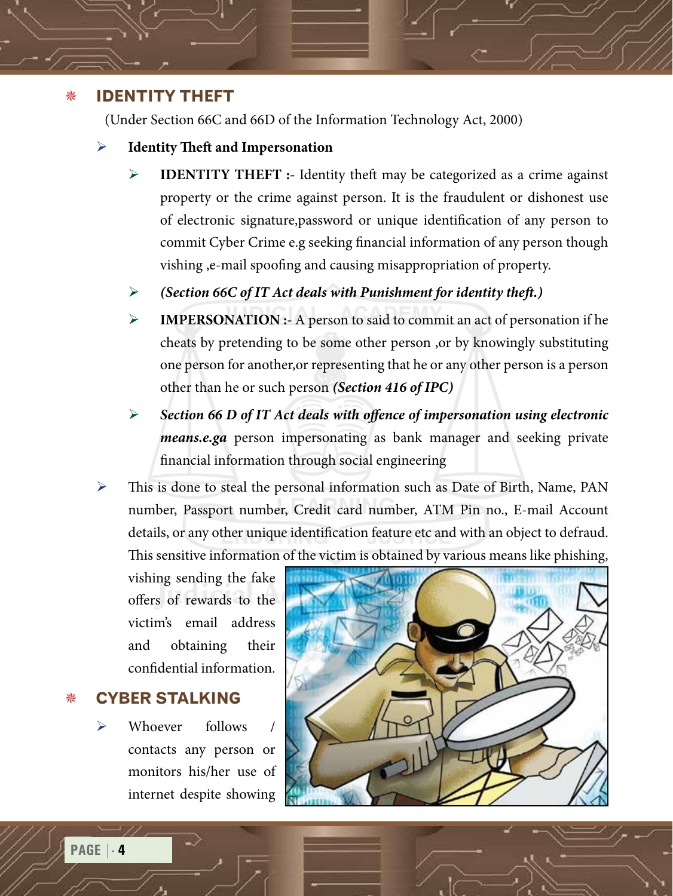## IDENTITY THEFT

(Under Section 66C and 66D of the Information Technology Act, 2000)

- **Identity Theft and Impersonation**
  - **IDENTITY THEFT :-** Identity theft may be categorized as a crime against property or the crime against person. It is the fraudulent or dishonest use of electronic signature,password or unique identification of any person to commit Cyber Crime e.g seeking financial information of any person though vishing ,e-mail spoofing and causing misappropriation of property.
  - ***(Section 66C of IT Act deals with Punishment for identity theft.)***
  - **IMPERSONATION :-** A person to said to commit an act of personation if he cheats by pretending to be some other person ,or by knowingly substituting one person for another,or representing that he or any other person is a person other than he or such person ***(Section 416 of IPC)***
  - ***Section 66 D of IT Act deals with offence of impersonation using electronic means.e.ga*** person impersonating as bank manager and seeking private financial information through social engineering
- This is done to steal the personal information such as Date of Birth, Name, PAN number, Passport number, Credit card number, ATM Pin no., E-mail Account details, or any other unique identification feature etc and with an object to defraud. This sensitive information of the victim is obtained by various means like phishing, vishing sending the fake offers of rewards to the victim's email address and obtaining their confidential information.

## CYBER STALKING

- Whoever follows / contacts any person or monitors his/her use of internet despite showing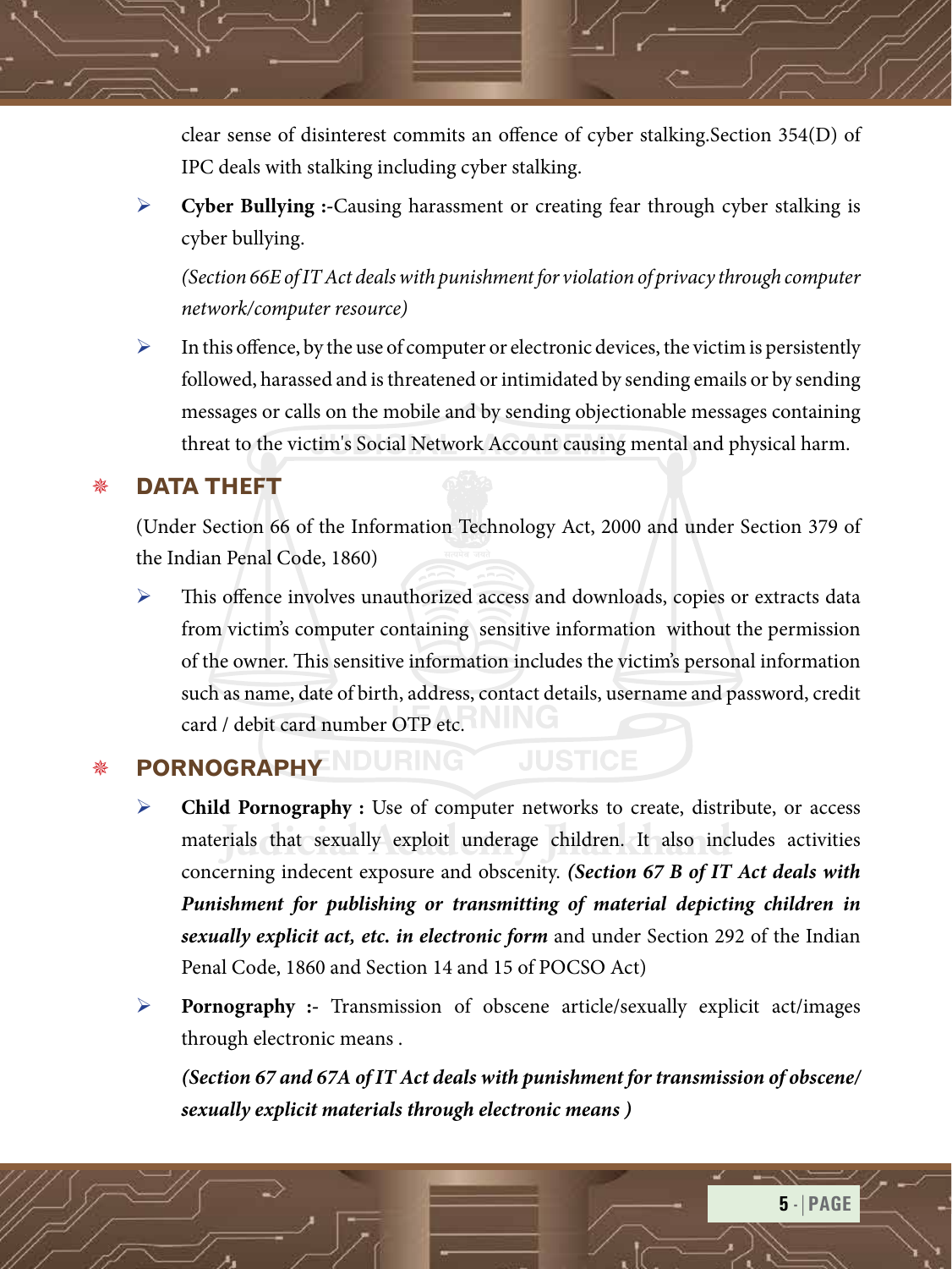clear sense of disinterest commits an offence of cyber stalking.Section 354(D) of IPC deals with stalking including cyber stalking.

- **Cyber Bullying :-**Causing harassment or creating fear through cyber stalking is cyber bullying.

  *(Section 66E of IT Act deals with punishment for violation of privacy through computer network/computer resource)*

- In this offence, by the use of computer or electronic devices, the victim is persistently followed, harassed and is threatened or intimidated by sending emails or by sending messages or calls on the mobile and by sending objectionable messages containing threat to the victim's Social Network Account causing mental and physical harm.

## DATA THEFT

(Under Section 66 of the Information Technology Act, 2000 and under Section 379 of the Indian Penal Code, 1860)

- This offence involves unauthorized access and downloads, copies or extracts data from victim's computer containing sensitive information without the permission of the owner. This sensitive information includes the victim's personal information such as name, date of birth, address, contact details, username and password, credit card / debit card number OTP etc.

## PORNOGRAPHY

- **Child Pornography :** Use of computer networks to create, distribute, or access materials that sexually exploit underage children. It also includes activities concerning indecent exposure and obscenity. ***(Section 67 B of IT Act deals with Punishment for publishing or transmitting of material depicting children in sexually explicit act, etc. in electronic form*** and under Section 292 of the Indian Penal Code, 1860 and Section 14 and 15 of POCSO Act)

- **Pornography :-** Transmission of obscene article/sexually explicit act/images through electronic means .

  ***(Section 67 and 67A of IT Act deals with punishment for transmission of obscene/ sexually explicit materials through electronic means )***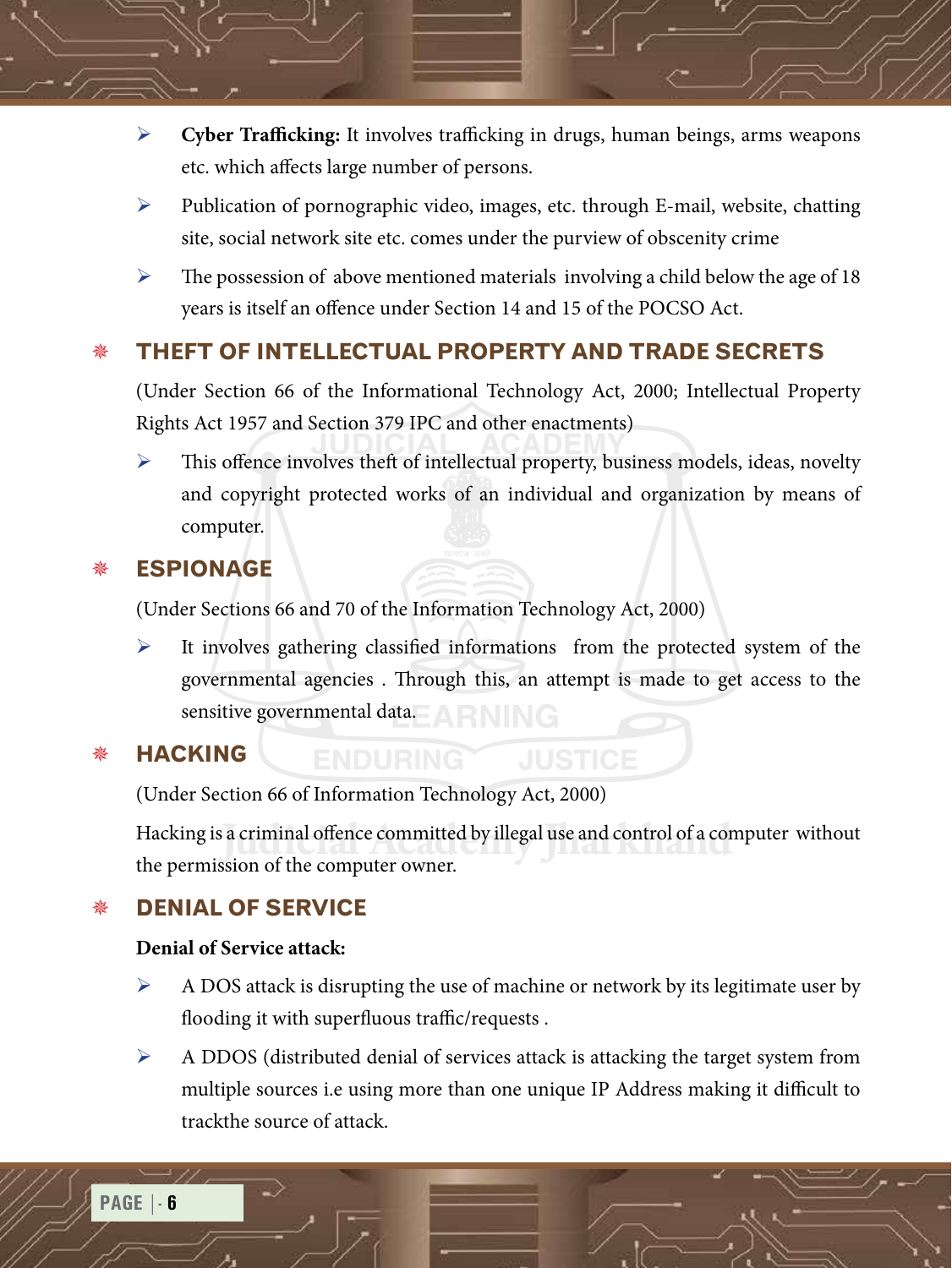- **Cyber Trafficking:** It involves trafficking in drugs, human beings, arms weapons etc. which affects large number of persons.
- Publication of pornographic video, images, etc. through E-mail, website, chatting site, social network site etc. comes under the purview of obscenity crime
- The possession of above mentioned materials involving a child below the age of 18 years is itself an offence under Section 14 and 15 of the POCSO Act.

## THEFT OF INTELLECTUAL PROPERTY AND TRADE SECRETS

(Under Section 66 of the Informational Technology Act, 2000; Intellectual Property Rights Act 1957 and Section 379 IPC and other enactments)

- This offence involves theft of intellectual property, business models, ideas, novelty and copyright protected works of an individual and organization by means of computer.

## ESPIONAGE

(Under Sections 66 and 70 of the Information Technology Act, 2000)

- It involves gathering classified informations from the protected system of the governmental agencies . Through this, an attempt is made to get access to the sensitive governmental data.

## HACKING

(Under Section 66 of Information Technology Act, 2000)

Hacking is a criminal offence committed by illegal use and control of a computer without the permission of the computer owner.

## DENIAL OF SERVICE

**Denial of Service attack:**

- A DOS attack is disrupting the use of machine or network by its legitimate user by flooding it with superfluous traffic/requests .
- A DDOS (distributed denial of services attack is attacking the target system from multiple sources i.e using more than one unique IP Address making it difficult to trackthe source of attack.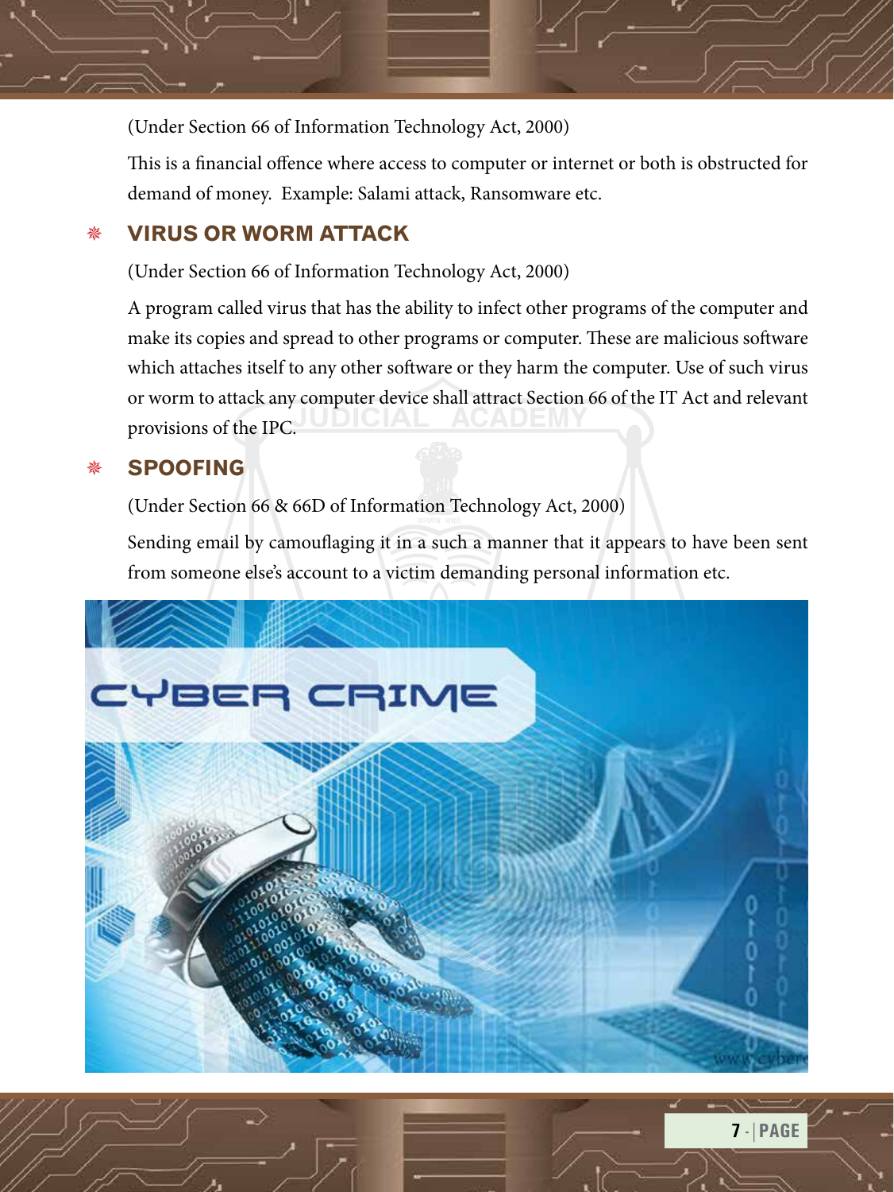(Under Section 66 of Information Technology Act, 2000)

This is a financial offence where access to computer or internet or both is obstructed for demand of money. Example: Salami attack, Ransomware etc.

## VIRUS OR WORM ATTACK

(Under Section 66 of Information Technology Act, 2000)

A program called virus that has the ability to infect other programs of the computer and make its copies and spread to other programs or computer. These are malicious software which attaches itself to any other software or they harm the computer. Use of such virus or worm to attack any computer device shall attract Section 66 of the IT Act and relevant provisions of the IPC.

## SPOOFING

(Under Section 66 & 66D of Information Technology Act, 2000)

Sending email by camouflaging it in a such a manner that it appears to have been sent from someone else's account to a victim demanding personal information etc.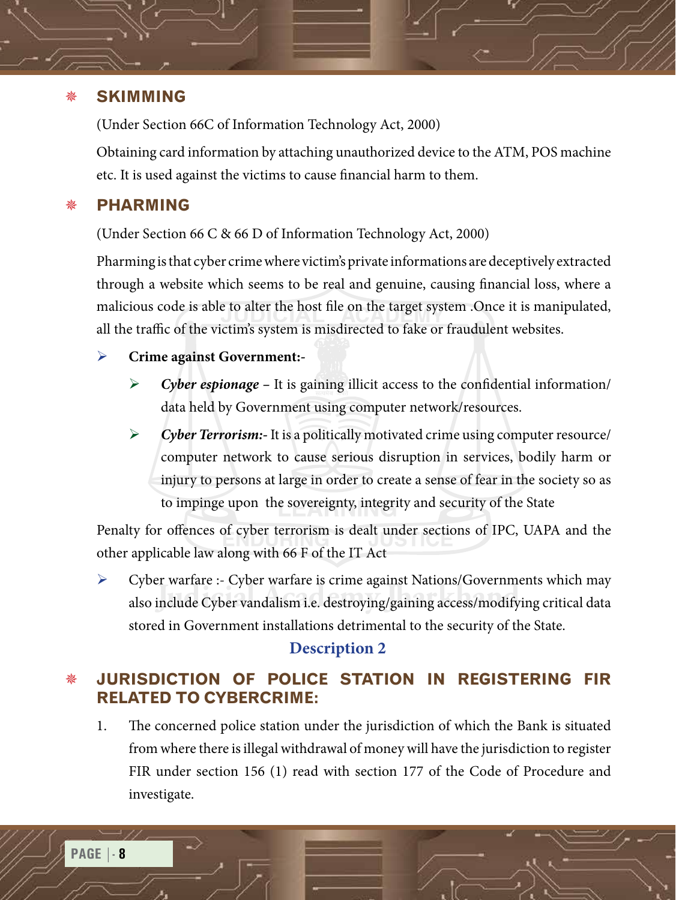## SKIMMING

(Under Section 66C of Information Technology Act, 2000)

Obtaining card information by attaching unauthorized device to the ATM, POS machine etc. It is used against the victims to cause financial harm to them.

## PHARMING

(Under Section 66 C & 66 D of Information Technology Act, 2000)

Pharming is that cyber crime where victim's private informations are deceptively extracted through a website which seems to be real and genuine, causing financial loss, where a malicious code is able to alter the host file on the target system .Once it is manipulated, all the traffic of the victim's system is misdirected to fake or fraudulent websites.

- **Crime against Government:-**
  - ***Cyber espionage*** – It is gaining illicit access to the confidential information/ data held by Government using computer network/resources.
  - ***Cyber Terrorism:-*** It is a politically motivated crime using computer resource/ computer network to cause serious disruption in services, bodily harm or injury to persons at large in order to create a sense of fear in the society so as to impinge upon the sovereignty, integrity and security of the State

Penalty for offences of cyber terrorism is dealt under sections of IPC, UAPA and the other applicable law along with 66 F of the IT Act

- Cyber warfare :- Cyber warfare is crime against Nations/Governments which may also include Cyber vandalism i.e. destroying/gaining access/modifying critical data stored in Government installations detrimental to the security of the State.

**Description 2**

## JURISDICTION OF POLICE STATION IN REGISTERING FIR RELATED TO CYBERCRIME:

1. The concerned police station under the jurisdiction of which the Bank is situated from where there is illegal withdrawal of money will have the jurisdiction to register FIR under section 156 (1) read with section 177 of the Code of Procedure and investigate.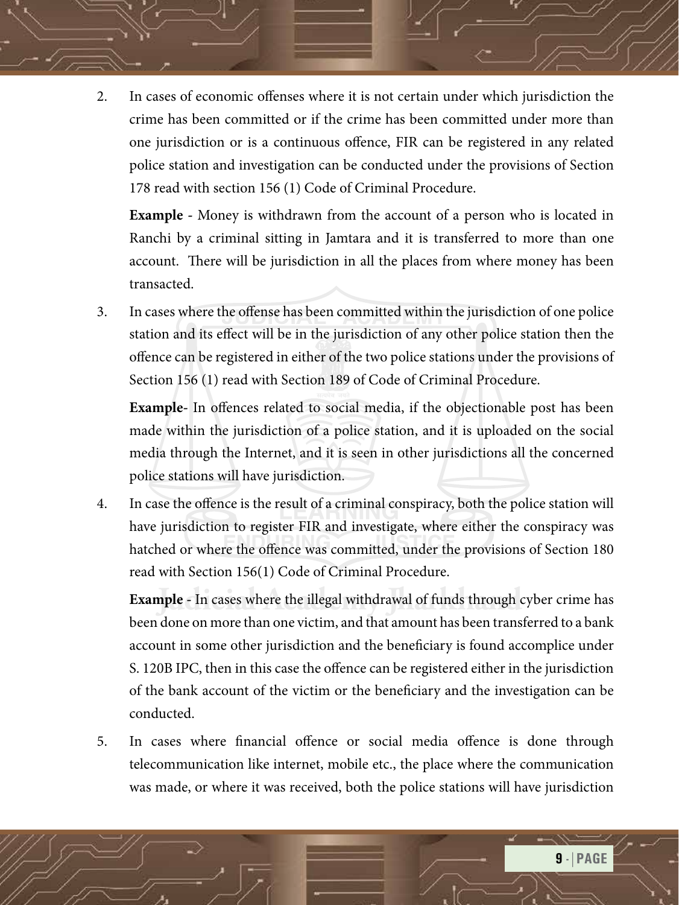2. In cases of economic offenses where it is not certain under which jurisdiction the crime has been committed or if the crime has been committed under more than one jurisdiction or is a continuous offence, FIR can be registered in any related police station and investigation can be conducted under the provisions of Section 178 read with section 156 (1) Code of Criminal Procedure.

   **Example** - Money is withdrawn from the account of a person who is located in Ranchi by a criminal sitting in Jamtara and it is transferred to more than one account. There will be jurisdiction in all the places from where money has been transacted.

3. In cases where the offense has been committed within the jurisdiction of one police station and its effect will be in the jurisdiction of any other police station then the offence can be registered in either of the two police stations under the provisions of Section 156 (1) read with Section 189 of Code of Criminal Procedure.

   **Example**- In offences related to social media, if the objectionable post has been made within the jurisdiction of a police station, and it is uploaded on the social media through the Internet, and it is seen in other jurisdictions all the concerned police stations will have jurisdiction.

4. In case the offence is the result of a criminal conspiracy, both the police station will have jurisdiction to register FIR and investigate, where either the conspiracy was hatched or where the offence was committed, under the provisions of Section 180 read with Section 156(1) Code of Criminal Procedure.

   **Example** - In cases where the illegal withdrawal of funds through cyber crime has been done on more than one victim, and that amount has been transferred to a bank account in some other jurisdiction and the beneficiary is found accomplice under S. 120B IPC, then in this case the offence can be registered either in the jurisdiction of the bank account of the victim or the beneficiary and the investigation can be conducted.

5. In cases where financial offence or social media offence is done through telecommunication like internet, mobile etc., the place where the communication was made, or where it was received, both the police stations will have jurisdiction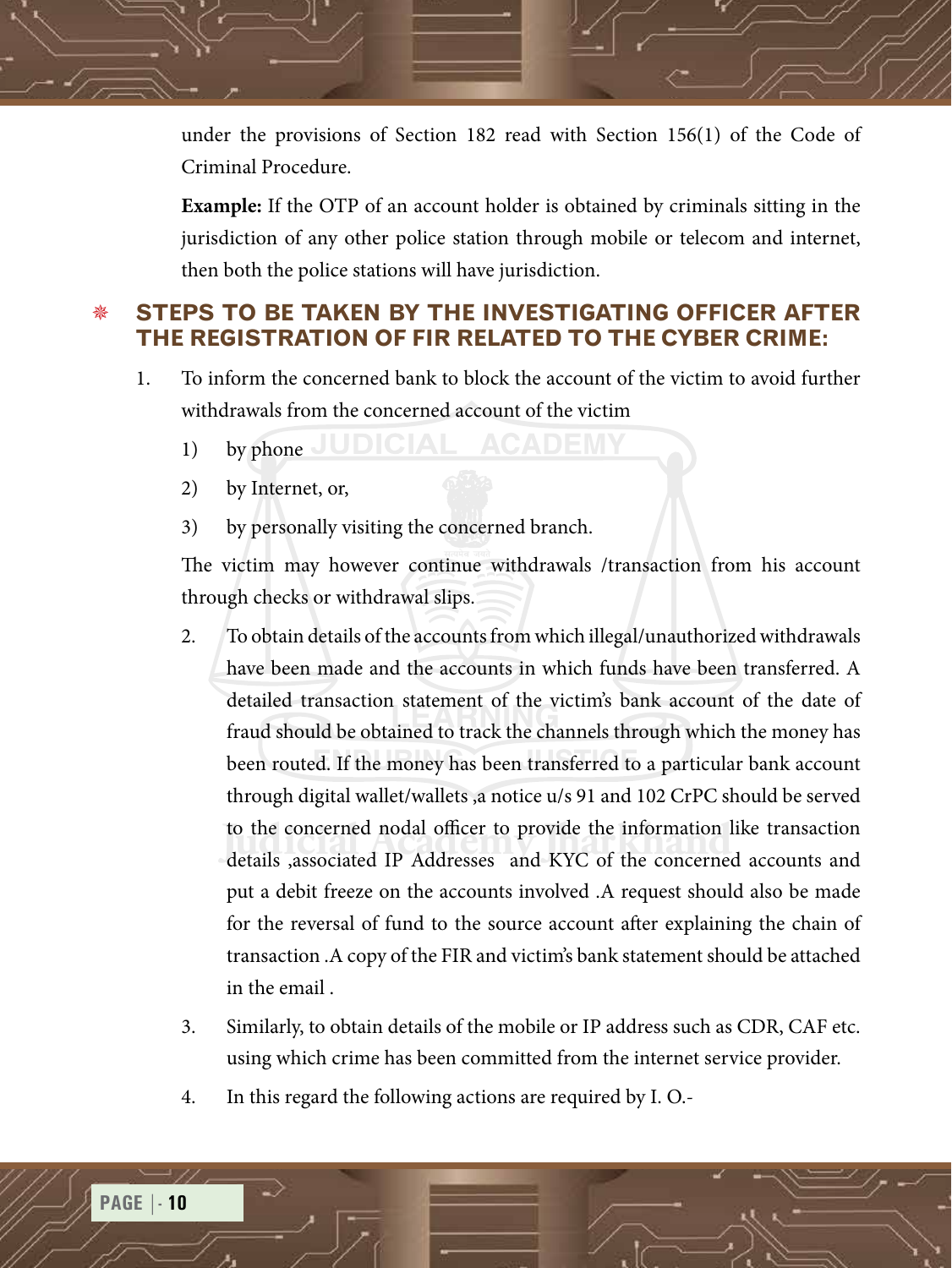under the provisions of Section 182 read with Section 156(1) of the Code of Criminal Procedure.

**Example:** If the OTP of an account holder is obtained by criminals sitting in the jurisdiction of any other police station through mobile or telecom and internet, then both the police stations will have jurisdiction.

## STEPS TO BE TAKEN BY THE INVESTIGATING OFFICER AFTER THE REGISTRATION OF FIR RELATED TO THE CYBER CRIME:

1. To inform the concerned bank to block the account of the victim to avoid further withdrawals from the concerned account of the victim

   1) by phone
   2) by Internet, or,
   3) by personally visiting the concerned branch.

   The victim may however continue withdrawals /transaction from his account through checks or withdrawal slips.

2. To obtain details of the accounts from which illegal/unauthorized withdrawals have been made and the accounts in which funds have been transferred. A detailed transaction statement of the victim's bank account of the date of fraud should be obtained to track the channels through which the money has been routed. If the money has been transferred to a particular bank account through digital wallet/wallets ,a notice u/s 91 and 102 CrPC should be served to the concerned nodal officer to provide the information like transaction details ,associated IP Addresses and KYC of the concerned accounts and put a debit freeze on the accounts involved .A request should also be made for the reversal of fund to the source account after explaining the chain of transaction .A copy of the FIR and victim's bank statement should be attached in the email .

3. Similarly, to obtain details of the mobile or IP address such as CDR, CAF etc. using which crime has been committed from the internet service provider.

4. In this regard the following actions are required by I. O.-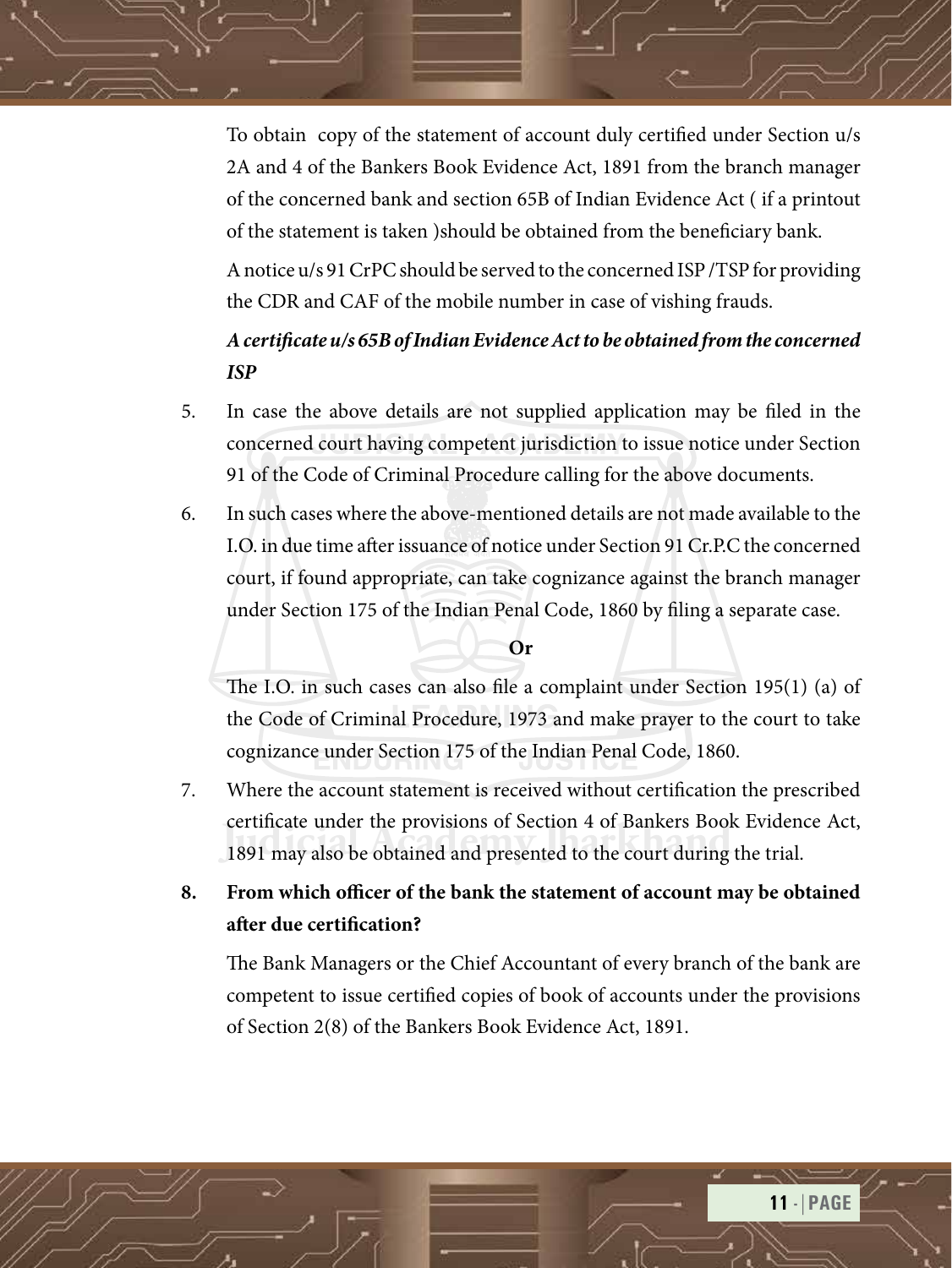To obtain copy of the statement of account duly certified under Section u/s 2A and 4 of the Bankers Book Evidence Act, 1891 from the branch manager of the concerned bank and section 65B of Indian Evidence Act ( if a printout of the statement is taken )should be obtained from the beneficiary bank.

A notice u/s 91 CrPC should be served to the concerned ISP /TSP for providing the CDR and CAF of the mobile number in case of vishing frauds.

***A certificate u/s 65B of Indian Evidence Act to be obtained from the concerned ISP***

5. In case the above details are not supplied application may be filed in the concerned court having competent jurisdiction to issue notice under Section 91 of the Code of Criminal Procedure calling for the above documents.

6. In such cases where the above-mentioned details are not made available to the I.O. in due time after issuance of notice under Section 91 Cr.P.C the concerned court, if found appropriate, can take cognizance against the branch manager under Section 175 of the Indian Penal Code, 1860 by filing a separate case.

   **Or**

   The I.O. in such cases can also file a complaint under Section 195(1) (a) of the Code of Criminal Procedure, 1973 and make prayer to the court to take cognizance under Section 175 of the Indian Penal Code, 1860.

7. Where the account statement is received without certification the prescribed certificate under the provisions of Section 4 of Bankers Book Evidence Act, 1891 may also be obtained and presented to the court during the trial.

8. **From which officer of the bank the statement of account may be obtained after due certification?**

   The Bank Managers or the Chief Accountant of every branch of the bank are competent to issue certified copies of book of accounts under the provisions of Section 2(8) of the Bankers Book Evidence Act, 1891.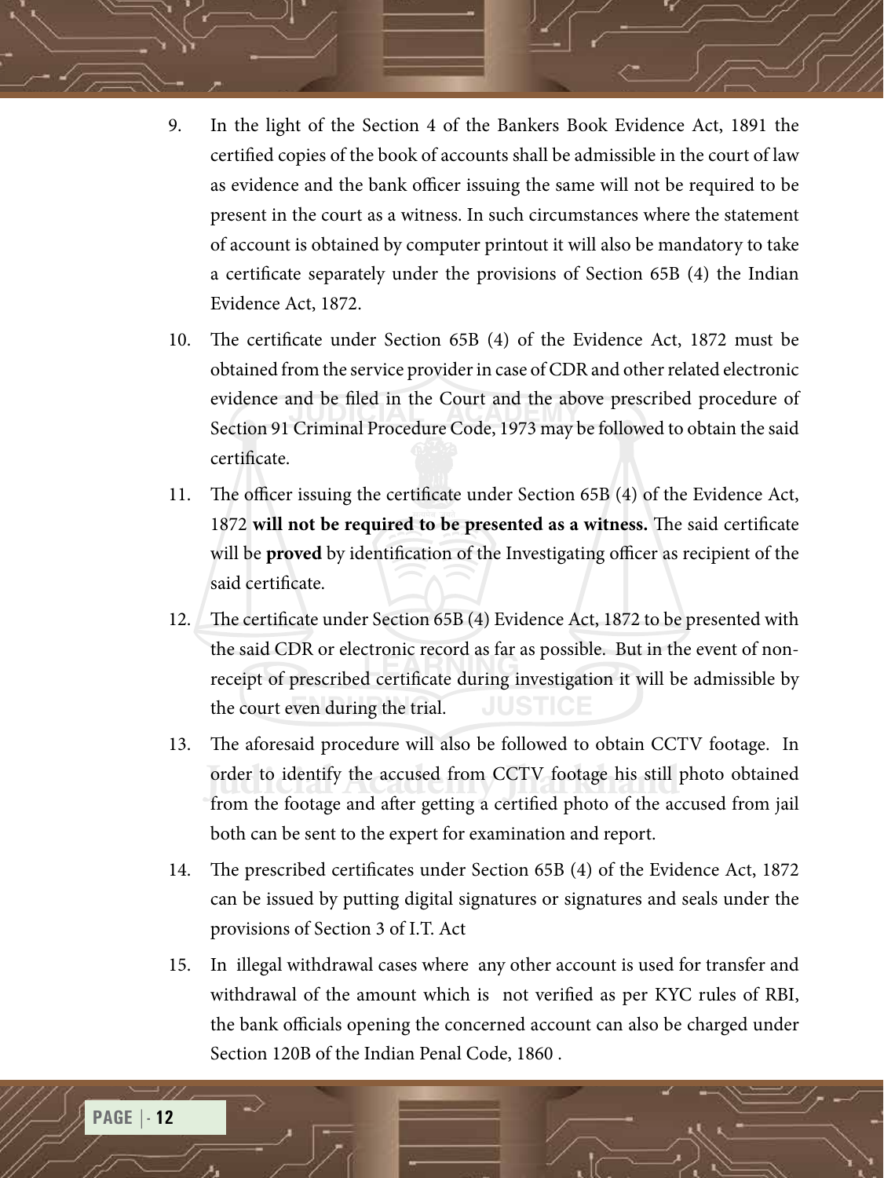9. In the light of the Section 4 of the Bankers Book Evidence Act, 1891 the certified copies of the book of accounts shall be admissible in the court of law as evidence and the bank officer issuing the same will not be required to be present in the court as a witness. In such circumstances where the statement of account is obtained by computer printout it will also be mandatory to take a certificate separately under the provisions of Section 65B (4) the Indian Evidence Act, 1872.

10. The certificate under Section 65B (4) of the Evidence Act, 1872 must be obtained from the service provider in case of CDR and other related electronic evidence and be filed in the Court and the above prescribed procedure of Section 91 Criminal Procedure Code, 1973 may be followed to obtain the said certificate.

11. The officer issuing the certificate under Section 65B (4) of the Evidence Act, 1872 **will not be required to be presented as a witness.** The said certificate will be **proved** by identification of the Investigating officer as recipient of the said certificate.

12. The certificate under Section 65B (4) Evidence Act, 1872 to be presented with the said CDR or electronic record as far as possible. But in the event of non-receipt of prescribed certificate during investigation it will be admissible by the court even during the trial.

13. The aforesaid procedure will also be followed to obtain CCTV footage. In order to identify the accused from CCTV footage his still photo obtained from the footage and after getting a certified photo of the accused from jail both can be sent to the expert for examination and report.

14. The prescribed certificates under Section 65B (4) of the Evidence Act, 1872 can be issued by putting digital signatures or signatures and seals under the provisions of Section 3 of I.T. Act

15. In illegal withdrawal cases where any other account is used for transfer and withdrawal of the amount which is not verified as per KYC rules of RBI, the bank officials opening the concerned account can also be charged under Section 120B of the Indian Penal Code, 1860 .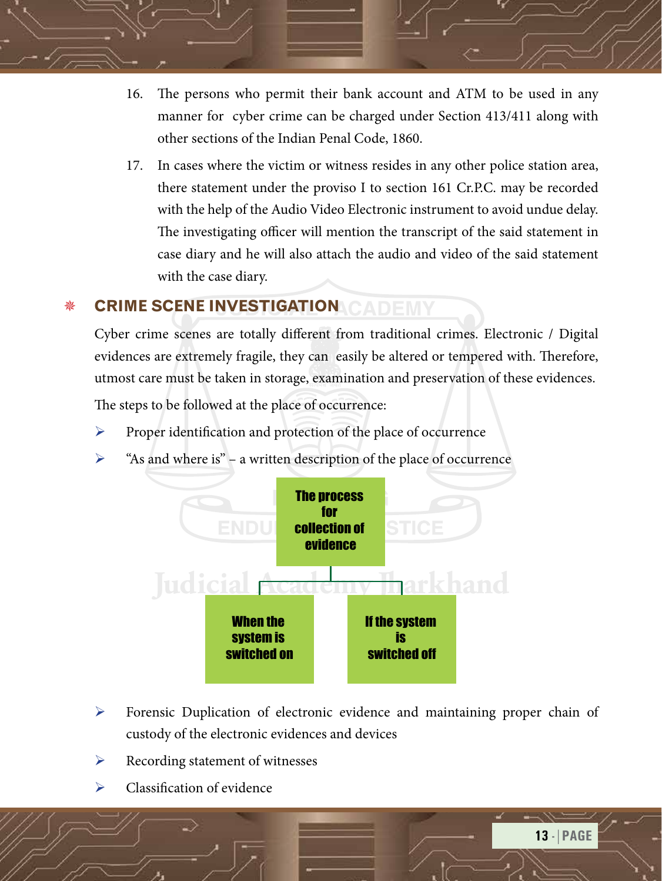16. The persons who permit their bank account and ATM to be used in any manner for cyber crime can be charged under Section 413/411 along with other sections of the Indian Penal Code, 1860.

17. In cases where the victim or witness resides in any other police station area, there statement under the proviso I to section 161 Cr.P.C. may be recorded with the help of the Audio Video Electronic instrument to avoid undue delay. The investigating officer will mention the transcript of the said statement in case diary and he will also attach the audio and video of the said statement with the case diary.

## CRIME SCENE INVESTIGATION

Cyber crime scenes are totally different from traditional crimes. Electronic / Digital evidences are extremely fragile, they can easily be altered or tempered with. Therefore, utmost care must be taken in storage, examination and preservation of these evidences.

The steps to be followed at the place of occurrence:

- Proper identification and protection of the place of occurrence
- "As and where is" – a written description of the place of occurrence

**The process for collection of evidence**

- **When the system is switched on**
- **If the system is switched off**

- Forensic Duplication of electronic evidence and maintaining proper chain of custody of the electronic evidences and devices
- Recording statement of witnesses
- Classification of evidence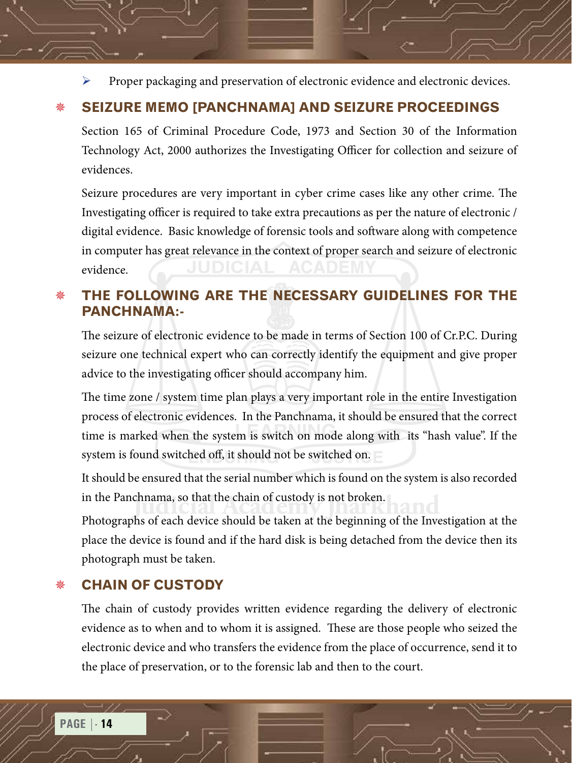- Proper packaging and preservation of electronic evidence and electronic devices.

## SEIZURE MEMO [PANCHNAMA] AND SEIZURE PROCEEDINGS

Section 165 of Criminal Procedure Code, 1973 and Section 30 of the Information Technology Act, 2000 authorizes the Investigating Officer for collection and seizure of evidences.

Seizure procedures are very important in cyber crime cases like any other crime. The Investigating officer is required to take extra precautions as per the nature of electronic / digital evidence. Basic knowledge of forensic tools and software along with competence in computer has great relevance in the context of proper search and seizure of electronic evidence.

## THE FOLLOWING ARE THE NECESSARY GUIDELINES FOR THE PANCHNAMA:-

The seizure of electronic evidence to be made in terms of Section 100 of Cr.P.C. During seizure one technical expert who can correctly identify the equipment and give proper advice to the investigating officer should accompany him.

The time zone / system time plan plays a very important role in the entire Investigation process of electronic evidences. In the Panchnama, it should be ensured that the correct time is marked when the system is switch on mode along with its "hash value". If the system is found switched off, it should not be switched on.

It should be ensured that the serial number which is found on the system is also recorded in the Panchnama, so that the chain of custody is not broken.

Photographs of each device should be taken at the beginning of the Investigation at the place the device is found and if the hard disk is being detached from the device then its photograph must be taken.

## CHAIN OF CUSTODY

The chain of custody provides written evidence regarding the delivery of electronic evidence as to when and to whom it is assigned. These are those people who seized the electronic device and who transfers the evidence from the place of occurrence, send it to the place of preservation, or to the forensic lab and then to the court.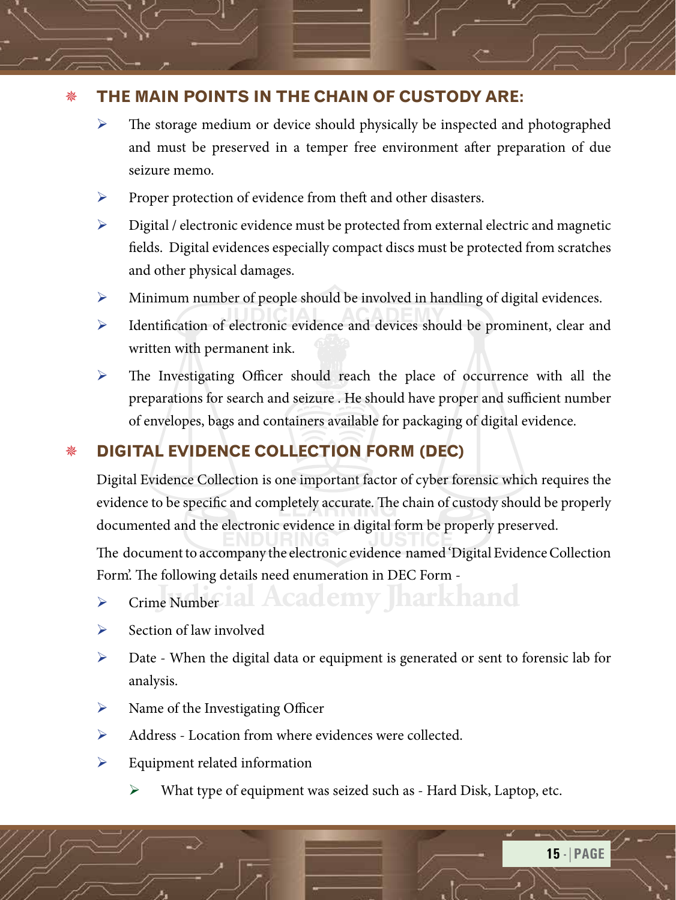## THE MAIN POINTS IN THE CHAIN OF CUSTODY ARE:

- The storage medium or device should physically be inspected and photographed and must be preserved in a temper free environment after preparation of due seizure memo.
- Proper protection of evidence from theft and other disasters.
- Digital / electronic evidence must be protected from external electric and magnetic fields. Digital evidences especially compact discs must be protected from scratches and other physical damages.
- Minimum number of people should be involved in handling of digital evidences.
- Identification of electronic evidence and devices should be prominent, clear and written with permanent ink.
- The Investigating Officer should reach the place of occurrence with all the preparations for search and seizure . He should have proper and sufficient number of envelopes, bags and containers available for packaging of digital evidence.

## DIGITAL EVIDENCE COLLECTION FORM (DEC)

Digital Evidence Collection is one important factor of cyber forensic which requires the evidence to be specific and completely accurate. The chain of custody should be properly documented and the electronic evidence in digital form be properly preserved.

The document to accompany the electronic evidence named 'Digital Evidence Collection Form'. The following details need enumeration in DEC Form -

- Crime Number
- Section of law involved
- Date - When the digital data or equipment is generated or sent to forensic lab for analysis.
- Name of the Investigating Officer
- Address - Location from where evidences were collected.
- Equipment related information
  - What type of equipment was seized such as - Hard Disk, Laptop, etc.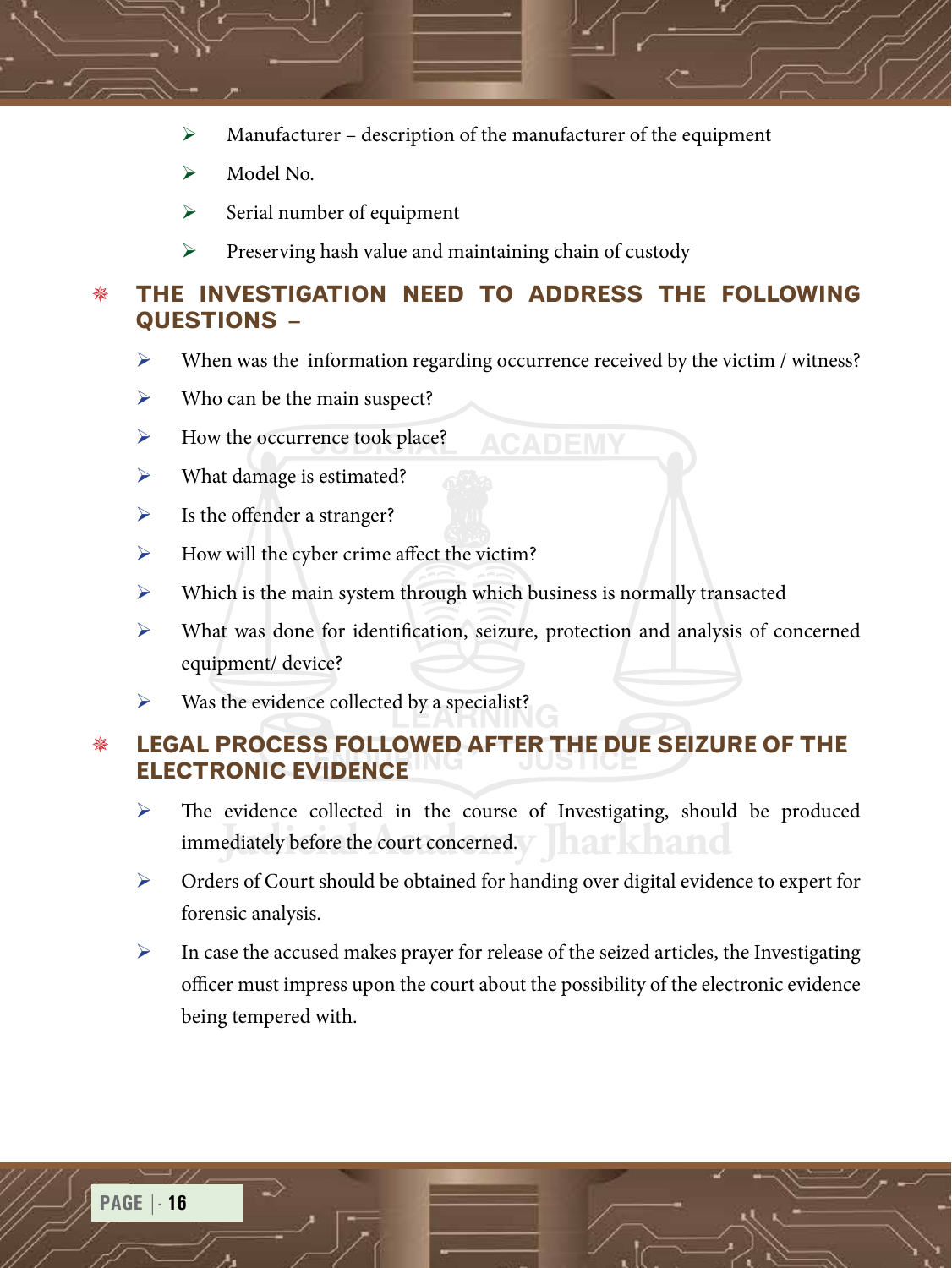- Manufacturer – description of the manufacturer of the equipment
- Model No.
- Serial number of equipment
- Preserving hash value and maintaining chain of custody

## THE INVESTIGATION NEED TO ADDRESS THE FOLLOWING QUESTIONS –

- When was the information regarding occurrence received by the victim / witness?
- Who can be the main suspect?
- How the occurrence took place?
- What damage is estimated?
- Is the offender a stranger?
- How will the cyber crime affect the victim?
- Which is the main system through which business is normally transacted
- What was done for identification, seizure, protection and analysis of concerned equipment/ device?
- Was the evidence collected by a specialist?

## LEGAL PROCESS FOLLOWED AFTER THE DUE SEIZURE OF THE ELECTRONIC EVIDENCE

- The evidence collected in the course of Investigating, should be produced immediately before the court concerned.
- Orders of Court should be obtained for handing over digital evidence to expert for forensic analysis.
- In case the accused makes prayer for release of the seized articles, the Investigating officer must impress upon the court about the possibility of the electronic evidence being tempered with.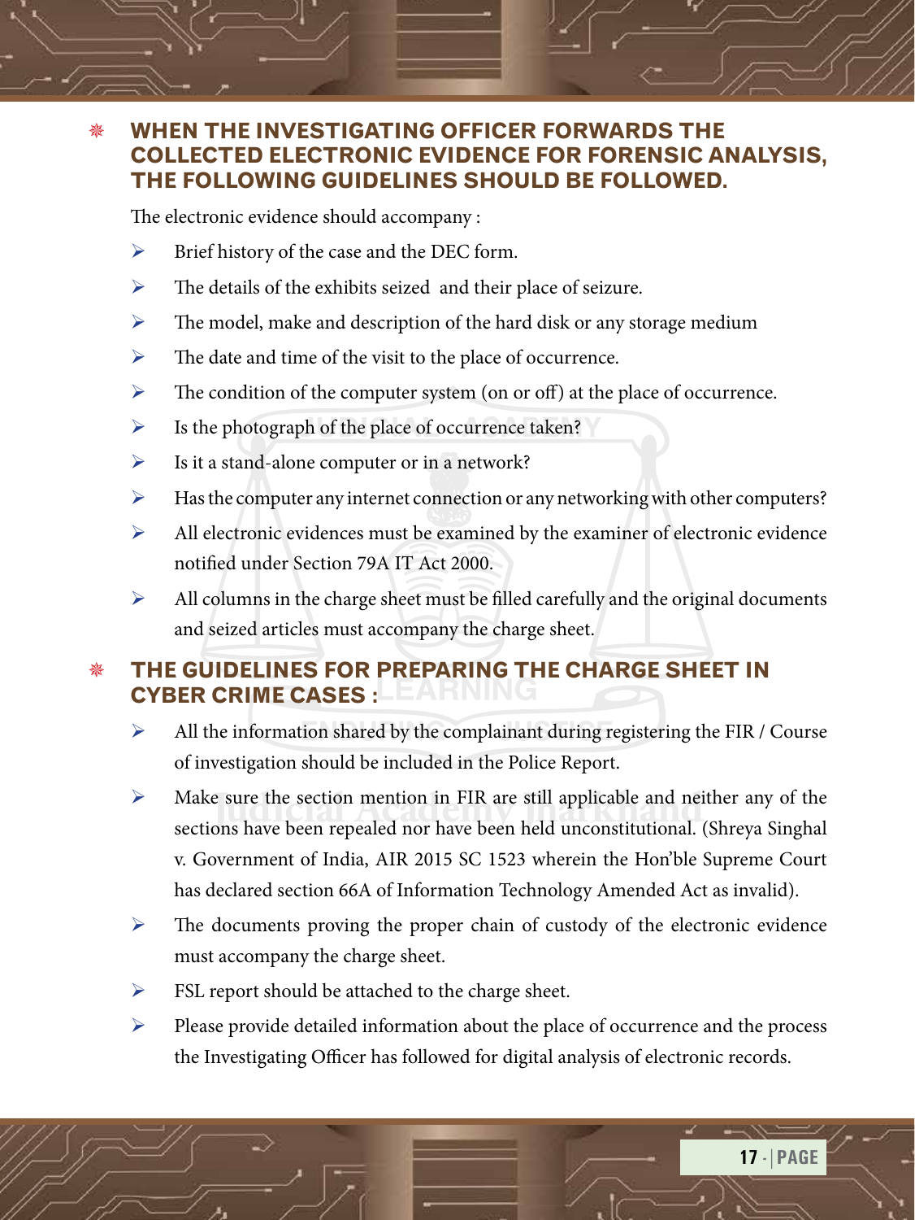## WHEN THE INVESTIGATING OFFICER FORWARDS THE COLLECTED ELECTRONIC EVIDENCE FOR FORENSIC ANALYSIS, THE FOLLOWING GUIDELINES SHOULD BE FOLLOWED.

The electronic evidence should accompany :

- Brief history of the case and the DEC form.
- The details of the exhibits seized and their place of seizure.
- The model, make and description of the hard disk or any storage medium
- The date and time of the visit to the place of occurrence.
- The condition of the computer system (on or off) at the place of occurrence.
- Is the photograph of the place of occurrence taken?
- Is it a stand-alone computer or in a network?
- Has the computer any internet connection or any networking with other computers?
- All electronic evidences must be examined by the examiner of electronic evidence notified under Section 79A IT Act 2000.
- All columns in the charge sheet must be filled carefully and the original documents and seized articles must accompany the charge sheet.

## THE GUIDELINES FOR PREPARING THE CHARGE SHEET IN CYBER CRIME CASES :

- All the information shared by the complainant during registering the FIR / Course of investigation should be included in the Police Report.
- Make sure the section mention in FIR are still applicable and neither any of the sections have been repealed nor have been held unconstitutional. (Shreya Singhal v. Government of India, AIR 2015 SC 1523 wherein the Hon'ble Supreme Court has declared section 66A of Information Technology Amended Act as invalid).
- The documents proving the proper chain of custody of the electronic evidence must accompany the charge sheet.
- FSL report should be attached to the charge sheet.
- Please provide detailed information about the place of occurrence and the process the Investigating Officer has followed for digital analysis of electronic records.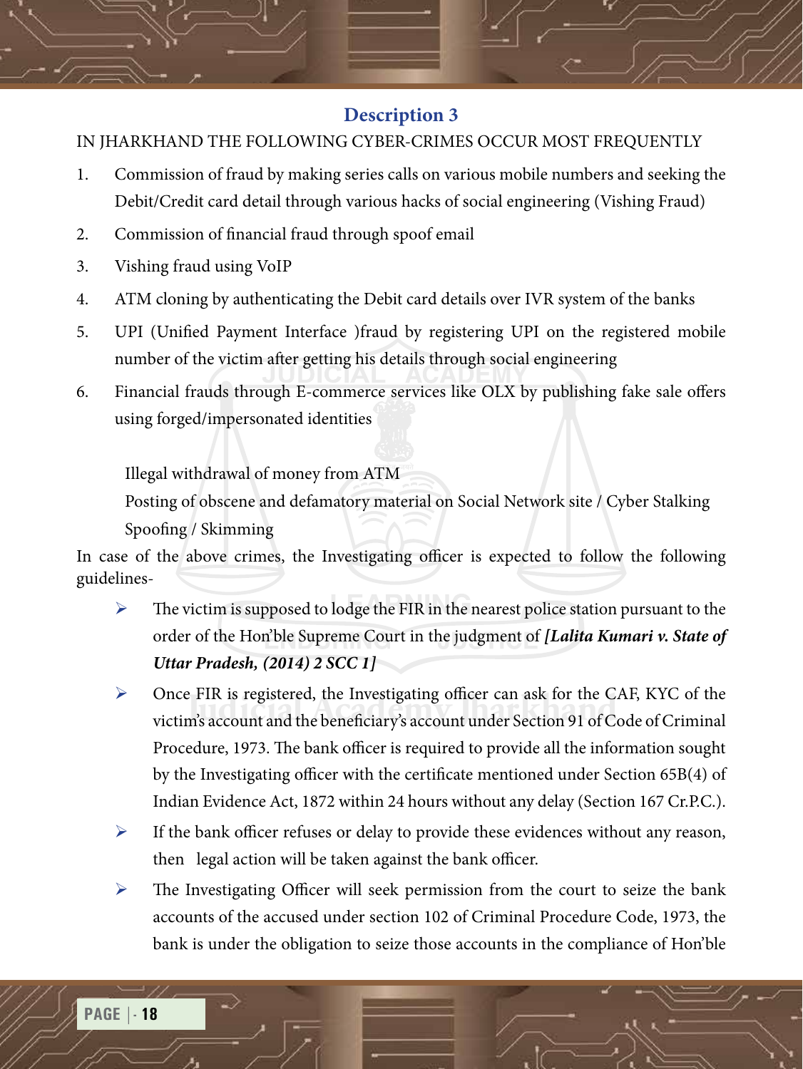## Description 3

IN JHARKHAND THE FOLLOWING CYBER-CRIMES OCCUR MOST FREQUENTLY

1. Commission of fraud by making series calls on various mobile numbers and seeking the Debit/Credit card detail through various hacks of social engineering (Vishing Fraud)
2. Commission of financial fraud through spoof email
3. Vishing fraud using VoIP
4. ATM cloning by authenticating the Debit card details over IVR system of the banks
5. UPI (Unified Payment Interface )fraud by registering UPI on the registered mobile number of the victim after getting his details through social engineering
6. Financial frauds through E-commerce services like OLX by publishing fake sale offers using forged/impersonated identities

Illegal withdrawal of money from ATM

Posting of obscene and defamatory material on Social Network site / Cyber Stalking

Spoofing / Skimming

In case of the above crimes, the Investigating officer is expected to follow the following guidelines-

- The victim is supposed to lodge the FIR in the nearest police station pursuant to the order of the Hon'ble Supreme Court in the judgment of ***[Lalita Kumari v. State of Uttar Pradesh, (2014) 2 SCC 1]***
- Once FIR is registered, the Investigating officer can ask for the CAF, KYC of the victim's account and the beneficiary's account under Section 91 of Code of Criminal Procedure, 1973. The bank officer is required to provide all the information sought by the Investigating officer with the certificate mentioned under Section 65B(4) of Indian Evidence Act, 1872 within 24 hours without any delay (Section 167 Cr.P.C.).
- If the bank officer refuses or delay to provide these evidences without any reason, then legal action will be taken against the bank officer.
- The Investigating Officer will seek permission from the court to seize the bank accounts of the accused under section 102 of Criminal Procedure Code, 1973, the bank is under the obligation to seize those accounts in the compliance of Hon'ble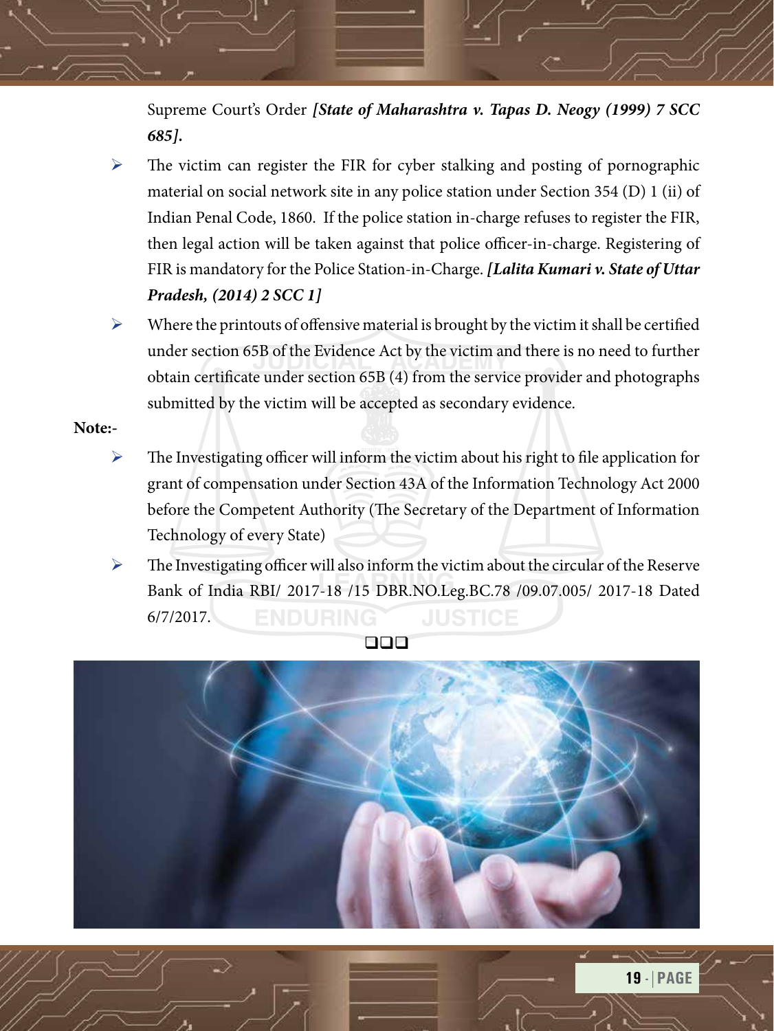Supreme Court's Order ***[State of Maharashtra v. Tapas D. Neogy (1999) 7 SCC 685].***

- The victim can register the FIR for cyber stalking and posting of pornographic material on social network site in any police station under Section 354 (D) 1 (ii) of Indian Penal Code, 1860. If the police station in-charge refuses to register the FIR, then legal action will be taken against that police officer-in-charge. Registering of FIR is mandatory for the Police Station-in-Charge. ***[Lalita Kumari v. State of Uttar Pradesh, (2014) 2 SCC 1]***
- Where the printouts of offensive material is brought by the victim it shall be certified under section 65B of the Evidence Act by the victim and there is no need to further obtain certificate under section 65B (4) from the service provider and photographs submitted by the victim will be accepted as secondary evidence.

**Note:-**

- The Investigating officer will inform the victim about his right to file application for grant of compensation under Section 43A of the Information Technology Act 2000 before the Competent Authority (The Secretary of the Department of Information Technology of every State)
- The Investigating officer will also inform the victim about the circular of the Reserve Bank of India RBI/ 2017-18 /15 DBR.NO.Leg.BC.78 /09.07.005/ 2017-18 Dated 6/7/2017.

❑❑❑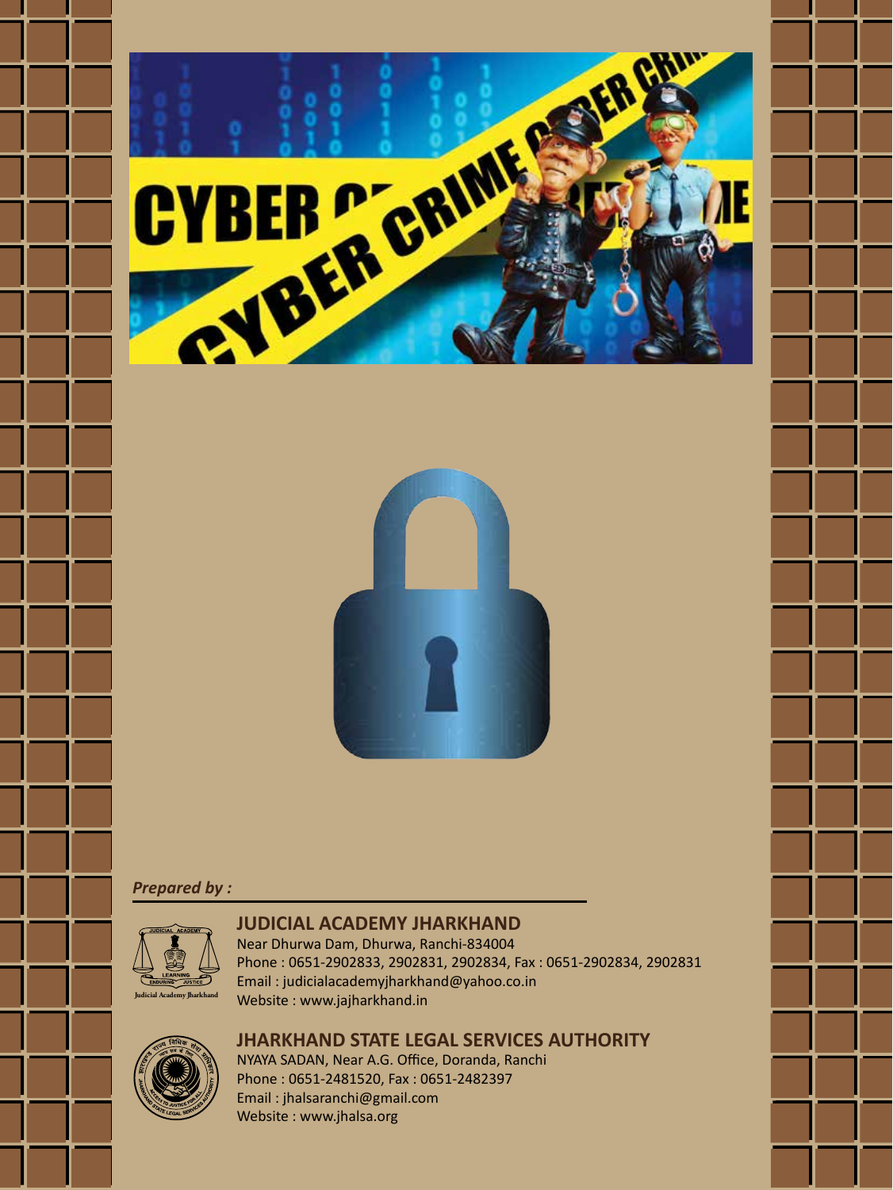*Prepared by :*

## JUDICIAL ACADEMY JHARKHAND

Near Dhurwa Dam, Dhurwa, Ranchi-834004
Phone : 0651-2902833, 2902831, 2902834, Fax : 0651-2902834, 2902831
Email : judicialacademyjharkhand@yahoo.co.in
Website : www.jajharkhand.in

## JHARKHAND STATE LEGAL SERVICES AUTHORITY

NYAYA SADAN, Near A.G. Office, Doranda, Ranchi
Phone : 0651-2481520, Fax : 0651-2482397
Email : jhalsaranchi@gmail.com
Website : www.jhalsa.org